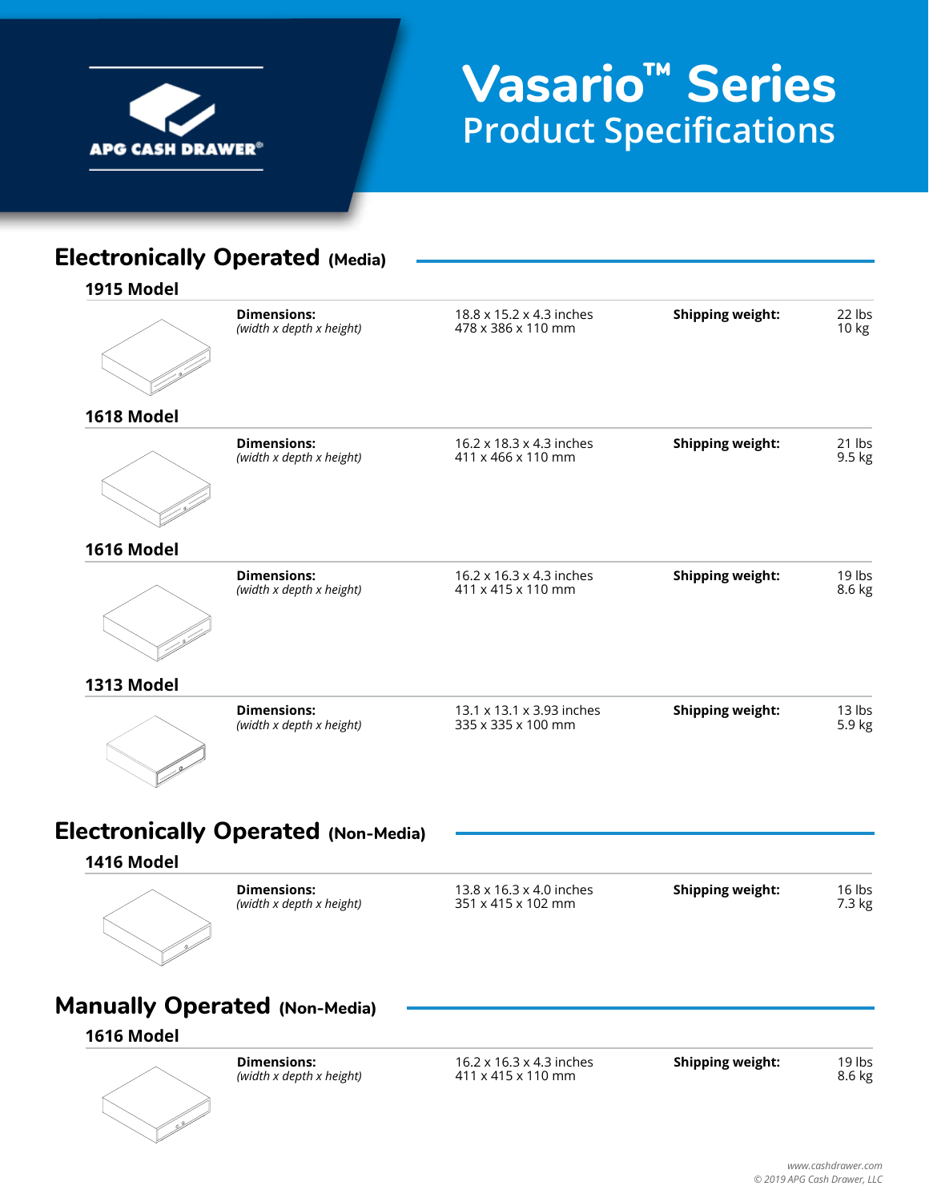APG CASH DRAWER®

# Vasario™ Series
## Product Specifications

## Electronically Operated (Media)

### 1915 Model

| | | | |
|---|---|---|---|
| **Dimensions:** *(width x depth x height)* | 18.8 x 15.2 x 4.3 inches<br>478 x 386 x 110 mm | **Shipping weight:** | 22 lbs<br>10 kg |

### 1618 Model

| | | | |
|---|---|---|---|
| **Dimensions:** *(width x depth x height)* | 16.2 x 18.3 x 4.3 inches<br>411 x 466 x 110 mm | **Shipping weight:** | 21 lbs<br>9.5 kg |

### 1616 Model

| | | | |
|---|---|---|---|
| **Dimensions:** *(width x depth x height)* | 16.2 x 16.3 x 4.3 inches<br>411 x 415 x 110 mm | **Shipping weight:** | 19 lbs<br>8.6 kg |

### 1313 Model

| | | | |
|---|---|---|---|
| **Dimensions:** *(width x depth x height)* | 13.1 x 13.1 x 3.93 inches<br>335 x 335 x 100 mm | **Shipping weight:** | 13 lbs<br>5.9 kg |

## Electronically Operated (Non-Media)

### 1416 Model

| | | | |
|---|---|---|---|
| **Dimensions:** *(width x depth x height)* | 13.8 x 16.3 x 4.0 inches<br>351 x 415 x 102 mm | **Shipping weight:** | 16 lbs<br>7.3 kg |

## Manually Operated (Non-Media)

### 1616 Model

| | | | |
|---|---|---|---|
| **Dimensions:** *(width x depth x height)* | 16.2 x 16.3 x 4.3 inches<br>411 x 415 x 110 mm | **Shipping weight:** | 19 lbs<br>8.6 kg |

*www.cashdrawer.com*
*© 2019 APG Cash Drawer, LLC*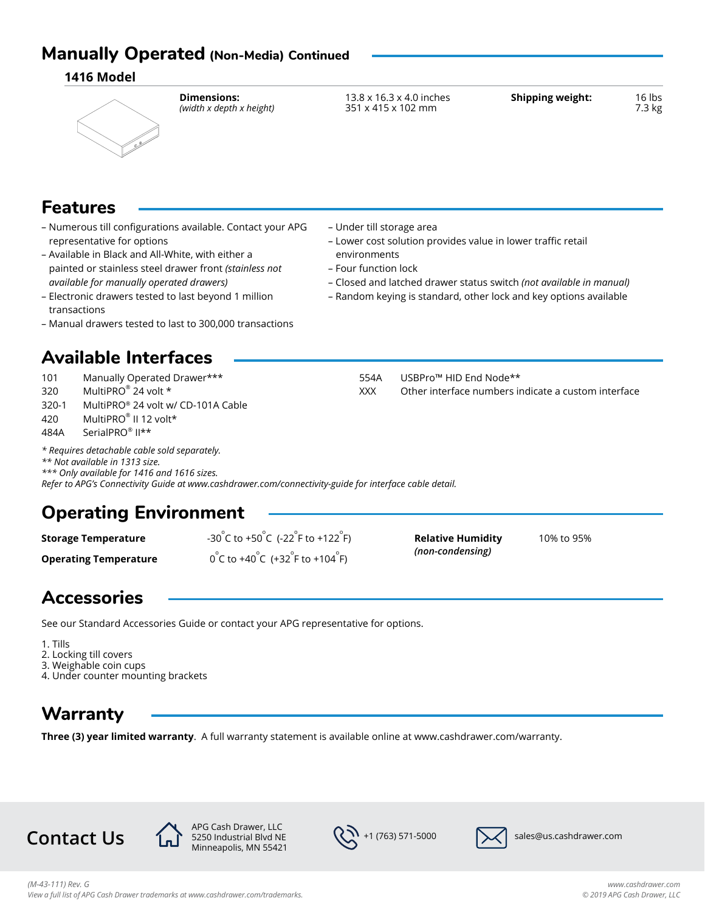## Manually Operated (Non-Media) Continued

### 1416 Model

| | | | |
|---|---|---|---|
| **Dimensions:** *(width x depth x height)* | 13.8 x 16.3 x 4.0 inches<br>351 x 415 x 102 mm | **Shipping weight:** | 16 lbs<br>7.3 kg |

## Features

- Numerous till configurations available. Contact your APG representative for options
- Available in Black and All-White, with either a painted or stainless steel drawer front *(stainless not available for manually operated drawers)*
- Electronic drawers tested to last beyond 1 million transactions
- Manual drawers tested to last to 300,000 transactions
- Under till storage area
- Lower cost solution provides value in lower traffic retail environments
- Four function lock
- Closed and latched drawer status switch *(not available in manual)*
- Random keying is standard, other lock and key options available

## Available Interfaces

| | |
|---|---|
| 101 | Manually Operated Drawer*** |
| 320 | MultiPRO® 24 volt * |
| 320-1 | MultiPRO® 24 volt w/ CD-101A Cable |
| 420 | MultiPRO® II 12 volt* |
| 484A | SerialPRO® II** |
| 554A | USBPro™ HID End Node** |
| XXX | Other interface numbers indicate a custom interface |

*\* Requires detachable cable sold separately.*
*\*\* Not available in 1313 size.*
*\*\*\* Only available for 1416 and 1616 sizes.*
*Refer to APG's Connectivity Guide at www.cashdrawer.com/connectivity-guide for interface cable detail.*

## Operating Environment

| | | | |
|---|---|---|---|
| **Storage Temperature** | -30°C to +50°C (-22°F to +122°F) | **Relative Humidity** *(non-condensing)* | 10% to 95% |
| **Operating Temperature** | 0°C to +40°C (+32°F to +104°F) | | |

## Accessories

See our Standard Accessories Guide or contact your APG representative for options.

1. Tills
2. Locking till covers
3. Weighable coin cups
4. Under counter mounting brackets

## Warranty

**Three (3) year limited warranty**. A full warranty statement is available online at www.cashdrawer.com/warranty.

## Contact Us

APG Cash Drawer, LLC
5250 Industrial Blvd NE
Minneapolis, MN 55421

+1 (763) 571-5000

sales@us.cashdrawer.com

*(M-43-111) Rev. G*
*View a full list of APG Cash Drawer trademarks at www.cashdrawer.com/trademarks.*

*www.cashdrawer.com*
*© 2019 APG Cash Drawer, LLC*